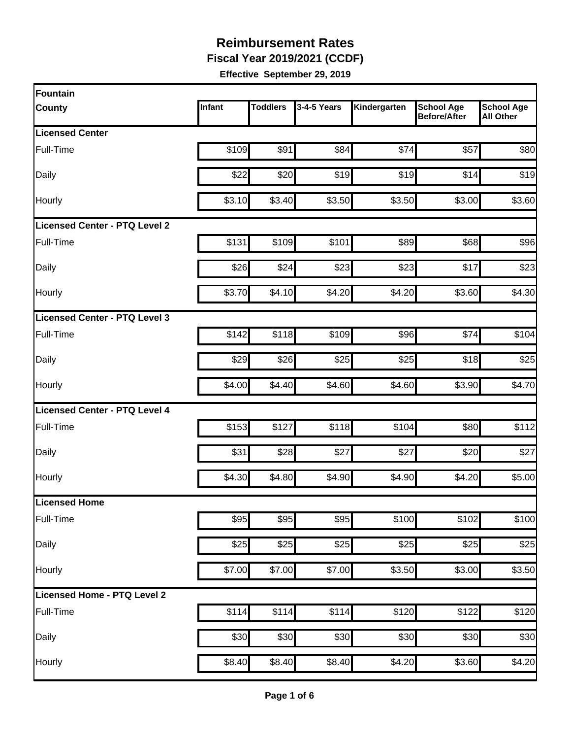# Reimbursement Rates

## Fiscal Year 2019/2021 (CCDF)

**Effective September 29, 2019**

| Fountain County | Infant | Toddlers | 3-4-5 Years | Kindergarten | School Age Before/After | School Age All Other |
|---|---|---|---|---|---|---|
| **Licensed Center** | | | | | | |
| Full-Time | $109 | $91 | $84 | $74 | $57 | $80 |
| Daily | $22 | $20 | $19 | $19 | $14 | $19 |
| Hourly | $3.10 | $3.40 | $3.50 | $3.50 | $3.00 | $3.60 |
| **Licensed Center - PTQ Level 2** | | | | | | |
| Full-Time | $131 | $109 | $101 | $89 | $68 | $96 |
| Daily | $26 | $24 | $23 | $23 | $17 | $23 |
| Hourly | $3.70 | $4.10 | $4.20 | $4.20 | $3.60 | $4.30 |
| **Licensed Center - PTQ Level 3** | | | | | | |
| Full-Time | $142 | $118 | $109 | $96 | $74 | $104 |
| Daily | $29 | $26 | $25 | $25 | $18 | $25 |
| Hourly | $4.00 | $4.40 | $4.60 | $4.60 | $3.90 | $4.70 |
| **Licensed Center - PTQ Level 4** | | | | | | |
| Full-Time | $153 | $127 | $118 | $104 | $80 | $112 |
| Daily | $31 | $28 | $27 | $27 | $20 | $27 |
| Hourly | $4.30 | $4.80 | $4.90 | $4.90 | $4.20 | $5.00 |
| **Licensed Home** | | | | | | |
| Full-Time | $95 | $95 | $95 | $100 | $102 | $100 |
| Daily | $25 | $25 | $25 | $25 | $25 | $25 |
| Hourly | $7.00 | $7.00 | $7.00 | $3.50 | $3.00 | $3.50 |
| **Licensed Home - PTQ Level 2** | | | | | | |
| Full-Time | $114 | $114 | $114 | $120 | $122 | $120 |
| Daily | $30 | $30 | $30 | $30 | $30 | $30 |
| Hourly | $8.40 | $8.40 | $8.40 | $4.20 | $3.60 | $4.20 |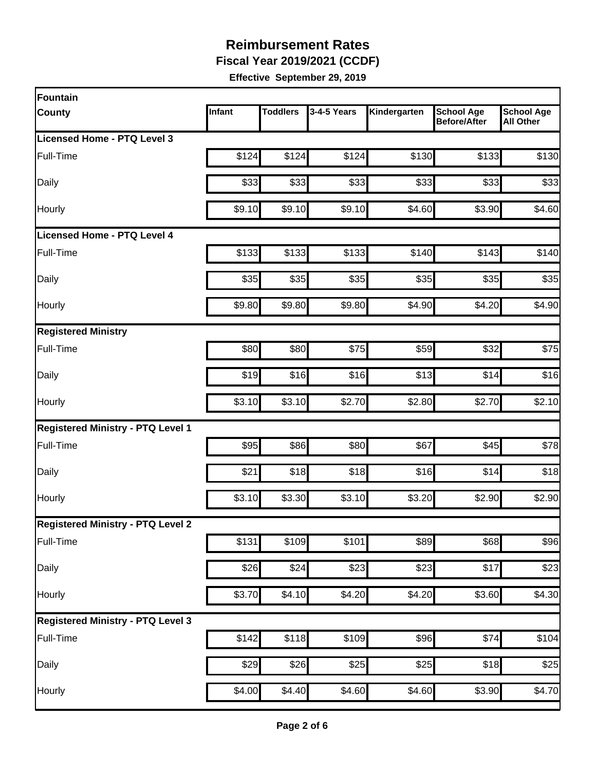# Reimbursement Rates

**Fiscal Year 2019/2021 (CCDF)**

**Effective September 29, 2019**

| Fountain County | Infant | Toddlers | 3-4-5 Years | Kindergarten | School Age Before/After | School Age All Other |
|---|---|---|---|---|---|---|
| **Licensed Home - PTQ Level 3** | | | | | | |
| Full-Time | $124 | $124 | $124 | $130 | $133 | $130 |
| Daily | $33 | $33 | $33 | $33 | $33 | $33 |
| Hourly | $9.10 | $9.10 | $9.10 | $4.60 | $3.90 | $4.60 |
| **Licensed Home - PTQ Level 4** | | | | | | |
| Full-Time | $133 | $133 | $133 | $140 | $143 | $140 |
| Daily | $35 | $35 | $35 | $35 | $35 | $35 |
| Hourly | $9.80 | $9.80 | $9.80 | $4.90 | $4.20 | $4.90 |
| **Registered Ministry** | | | | | | |
| Full-Time | $80 | $80 | $75 | $59 | $32 | $75 |
| Daily | $19 | $16 | $16 | $13 | $14 | $16 |
| Hourly | $3.10 | $3.10 | $2.70 | $2.80 | $2.70 | $2.10 |
| **Registered Ministry - PTQ Level 1** | | | | | | |
| Full-Time | $95 | $86 | $80 | $67 | $45 | $78 |
| Daily | $21 | $18 | $18 | $16 | $14 | $18 |
| Hourly | $3.10 | $3.30 | $3.10 | $3.20 | $2.90 | $2.90 |
| **Registered Ministry - PTQ Level 2** | | | | | | |
| Full-Time | $131 | $109 | $101 | $89 | $68 | $96 |
| Daily | $26 | $24 | $23 | $23 | $17 | $23 |
| Hourly | $3.70 | $4.10 | $4.20 | $4.20 | $3.60 | $4.30 |
| **Registered Ministry - PTQ Level 3** | | | | | | |
| Full-Time | $142 | $118 | $109 | $96 | $74 | $104 |
| Daily | $29 | $26 | $25 | $25 | $18 | $25 |
| Hourly | $4.00 | $4.40 | $4.60 | $4.60 | $3.90 | $4.70 |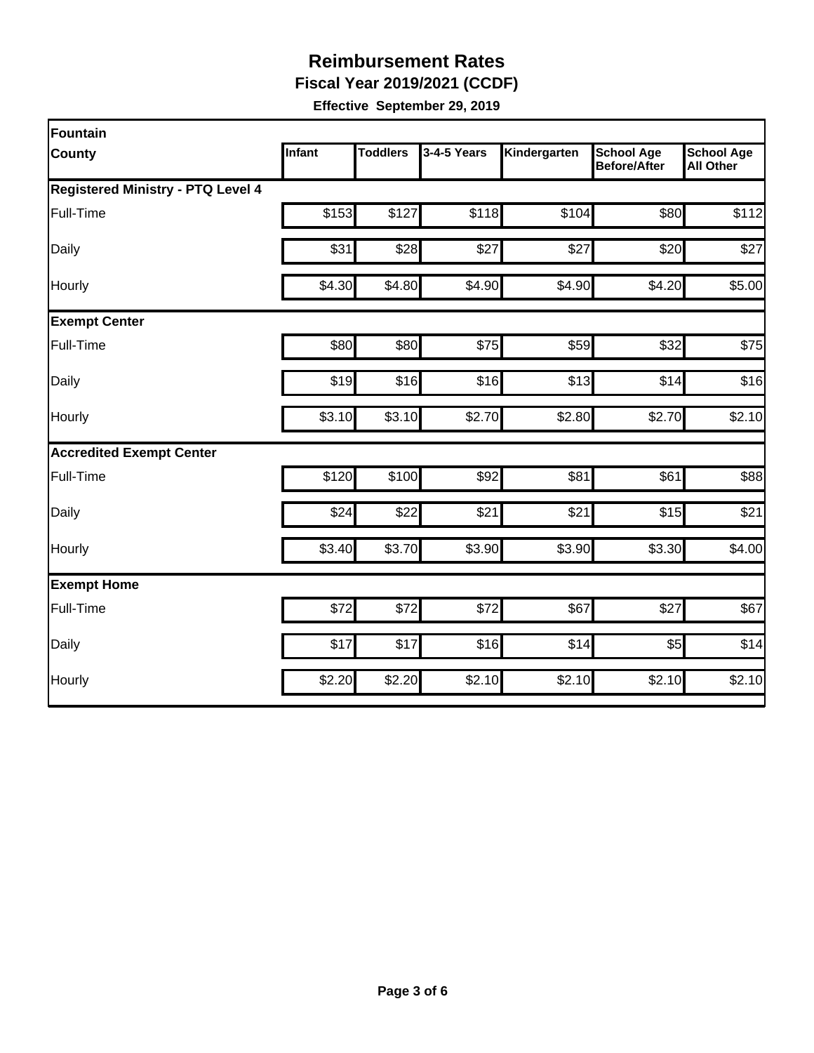# Reimbursement Rates

**Fiscal Year 2019/2021 (CCDF)**

**Effective September 29, 2019**

| Fountain County | Infant | Toddlers | 3-4-5 Years | Kindergarten | School Age Before/After | School Age All Other |
|---|---|---|---|---|---|---|
| **Registered Ministry - PTQ Level 4** | | | | | | |
| Full-Time | $153 | $127 | $118 | $104 | $80 | $112 |
| Daily | $31 | $28 | $27 | $27 | $20 | $27 |
| Hourly | $4.30 | $4.80 | $4.90 | $4.90 | $4.20 | $5.00 |
| **Exempt Center** | | | | | | |
| Full-Time | $80 | $80 | $75 | $59 | $32 | $75 |
| Daily | $19 | $16 | $16 | $13 | $14 | $16 |
| Hourly | $3.10 | $3.10 | $2.70 | $2.80 | $2.70 | $2.10 |
| **Accredited Exempt Center** | | | | | | |
| Full-Time | $120 | $100 | $92 | $81 | $61 | $88 |
| Daily | $24 | $22 | $21 | $21 | $15 | $21 |
| Hourly | $3.40 | $3.70 | $3.90 | $3.90 | $3.30 | $4.00 |
| **Exempt Home** | | | | | | |
| Full-Time | $72 | $72 | $72 | $67 | $27 | $67 |
| Daily | $17 | $17 | $16 | $14 | $5 | $14 |
| Hourly | $2.20 | $2.20 | $2.10 | $2.10 | $2.10 | $2.10 |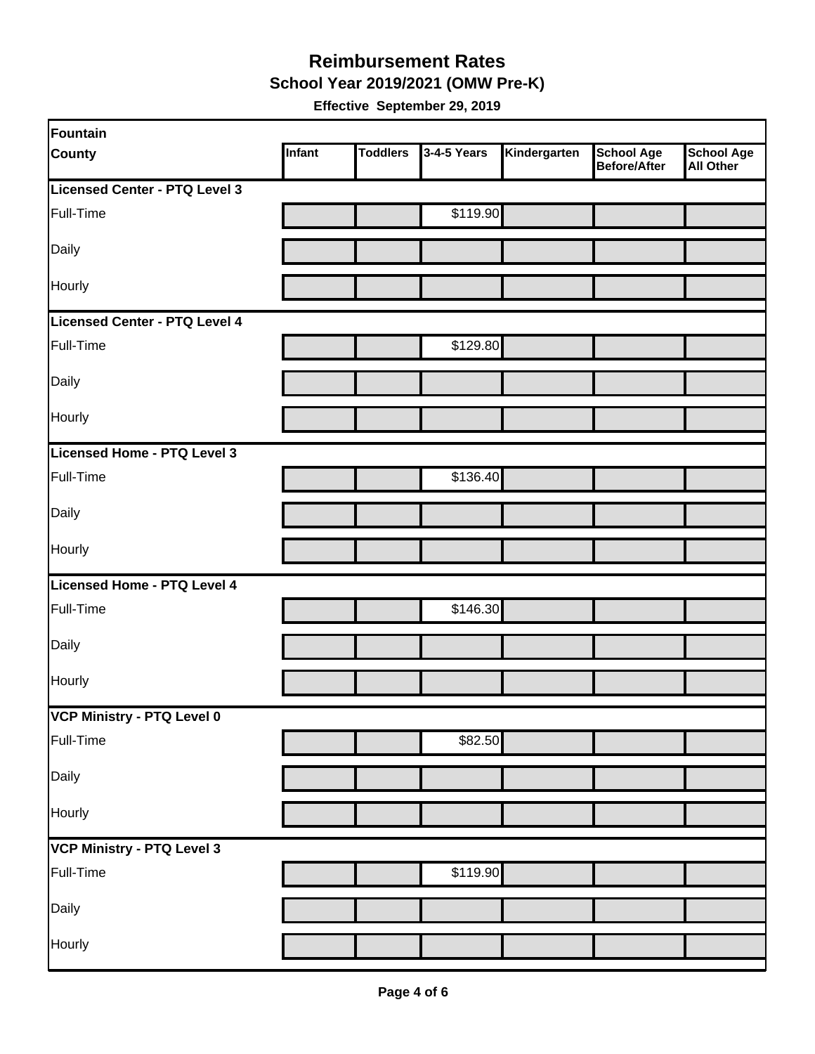# Reimbursement Rates

## School Year 2019/2021 (OMW Pre-K)

**Effective September 29, 2019**

| Fountain County | Infant | Toddlers | 3-4-5 Years | Kindergarten | School Age Before/After | School Age All Other |
|---|---|---|---|---|---|---|
| **Licensed Center - PTQ Level 3** | | | | | | |
| Full-Time | | | $119.90 | | | |
| Daily | | | | | | |
| Hourly | | | | | | |
| **Licensed Center - PTQ Level 4** | | | | | | |
| Full-Time | | | $129.80 | | | |
| Daily | | | | | | |
| Hourly | | | | | | |
| **Licensed Home - PTQ Level 3** | | | | | | |
| Full-Time | | | $136.40 | | | |
| Daily | | | | | | |
| Hourly | | | | | | |
| **Licensed Home - PTQ Level 4** | | | | | | |
| Full-Time | | | $146.30 | | | |
| Daily | | | | | | |
| Hourly | | | | | | |
| **VCP Ministry - PTQ Level 0** | | | | | | |
| Full-Time | | | $82.50 | | | |
| Daily | | | | | | |
| Hourly | | | | | | |
| **VCP Ministry - PTQ Level 3** | | | | | | |
| Full-Time | | | $119.90 | | | |
| Daily | | | | | | |
| Hourly | | | | | | |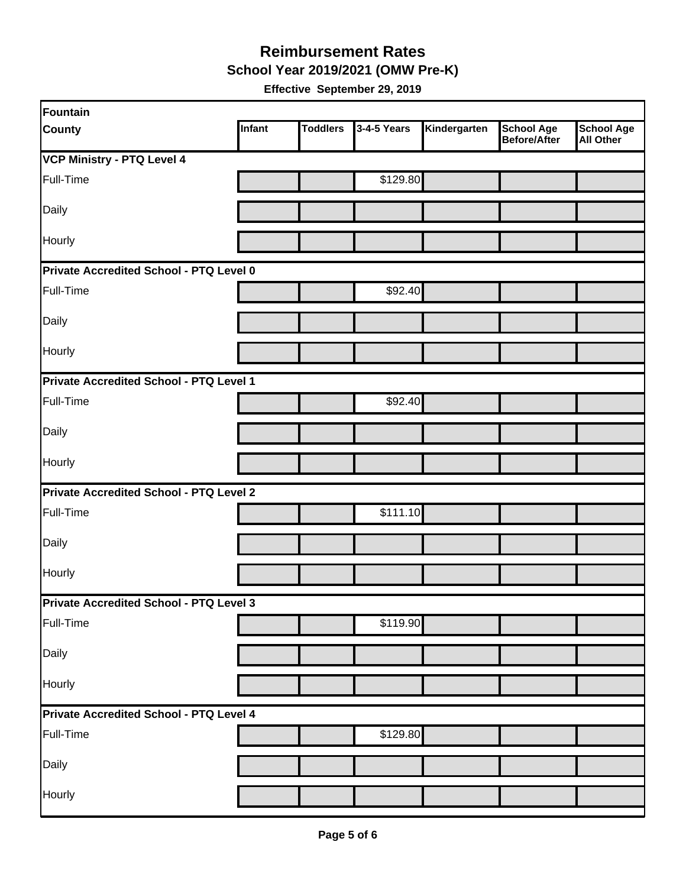# Reimbursement Rates

## School Year 2019/2021 (OMW Pre-K)

**Effective September 29, 2019**

| Fountain County | Infant | Toddlers | 3-4-5 Years | Kindergarten | School Age Before/After | School Age All Other |
|---|---|---|---|---|---|---|
| **VCP Ministry - PTQ Level 4** | | | | | | |
| Full-Time | | | $129.80 | | | |
| Daily | | | | | | |
| Hourly | | | | | | |
| **Private Accredited School - PTQ Level 0** | | | | | | |
| Full-Time | | | $92.40 | | | |
| Daily | | | | | | |
| Hourly | | | | | | |
| **Private Accredited School - PTQ Level 1** | | | | | | |
| Full-Time | | | $92.40 | | | |
| Daily | | | | | | |
| Hourly | | | | | | |
| **Private Accredited School - PTQ Level 2** | | | | | | |
| Full-Time | | | $111.10 | | | |
| Daily | | | | | | |
| Hourly | | | | | | |
| **Private Accredited School - PTQ Level 3** | | | | | | |
| Full-Time | | | $119.90 | | | |
| Daily | | | | | | |
| Hourly | | | | | | |
| **Private Accredited School - PTQ Level 4** | | | | | | |
| Full-Time | | | $129.80 | | | |
| Daily | | | | | | |
| Hourly | | | | | | |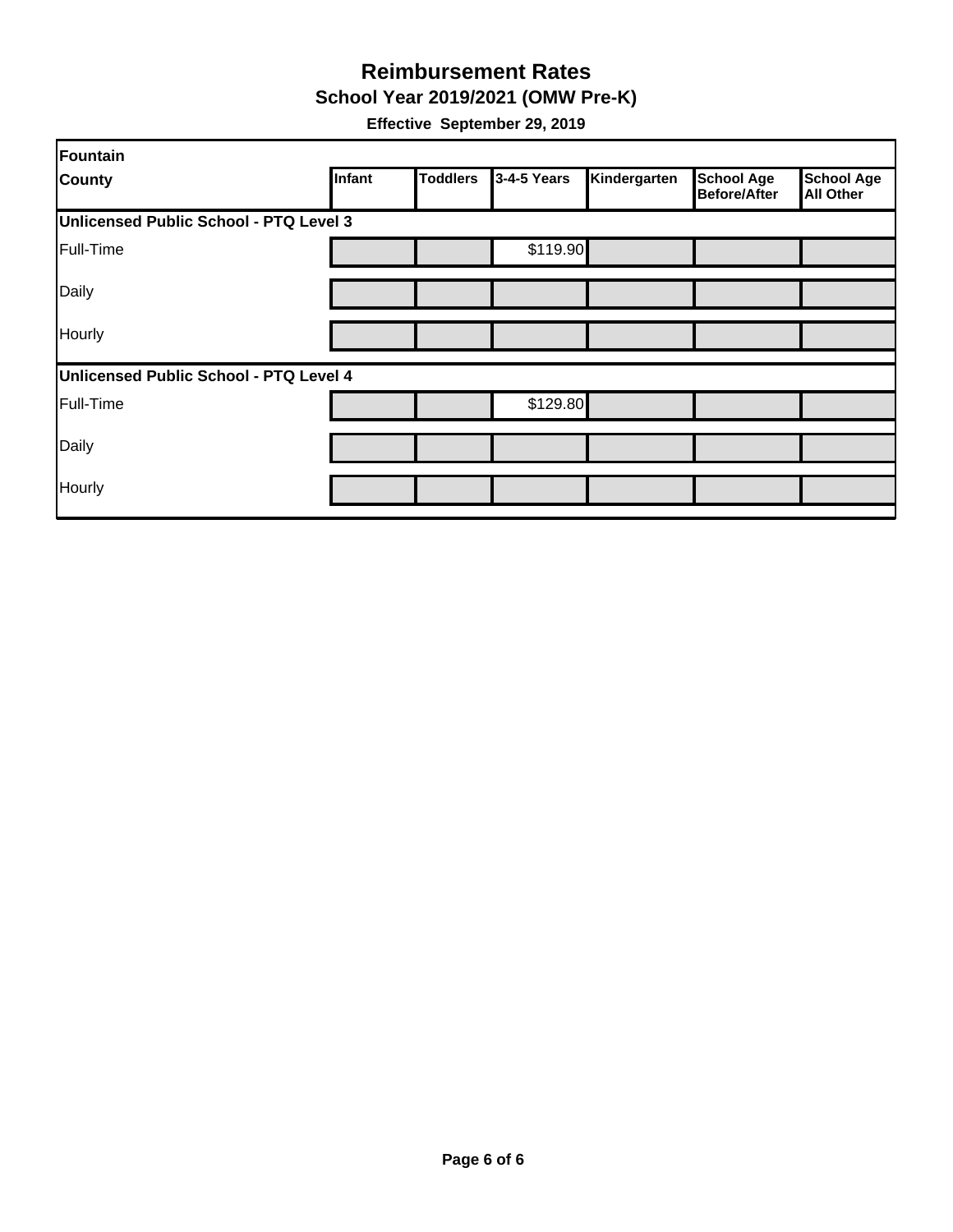# Reimbursement Rates

## School Year 2019/2021 (OMW Pre-K)

**Effective September 29, 2019**

| Fountain County | Infant | Toddlers | 3-4-5 Years | Kindergarten | School Age Before/After | School Age All Other |
|---|---|---|---|---|---|---|
| **Unlicensed Public School - PTQ Level 3** | | | | | | |
| Full-Time | | | $119.90 | | | |
| Daily | | | | | | |
| Hourly | | | | | | |
| **Unlicensed Public School - PTQ Level 4** | | | | | | |
| Full-Time | | | $129.80 | | | |
| Daily | | | | | | |
| Hourly | | | | | | |